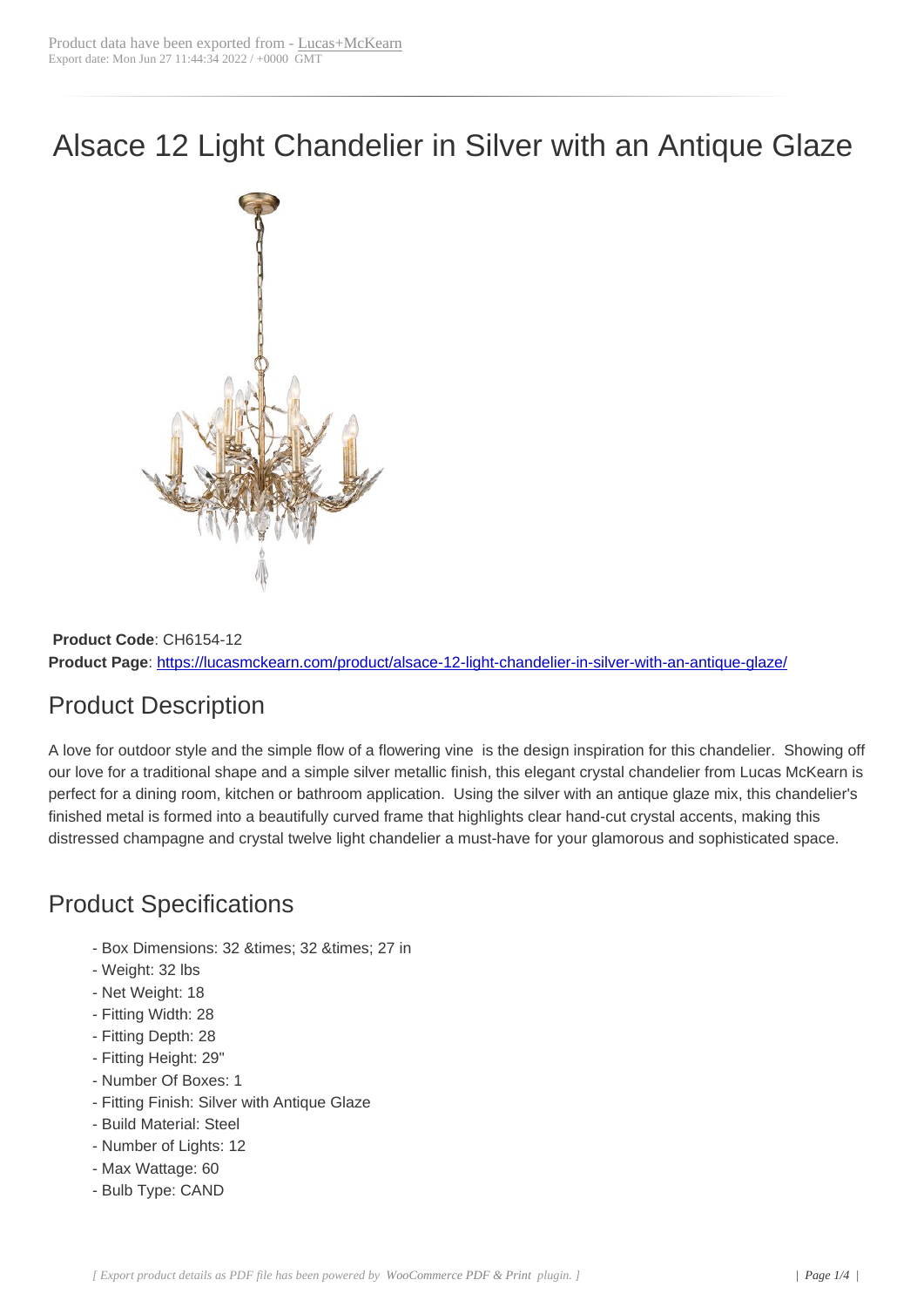Product data have been exported from - Lucas+McKearn
Export date: Mon Jun 27 11:44:34 2022 / +0000 GMT

# Alsace 12 Light Chandelier in Silver with an Antique Glaze

**Product Code**: CH6154-12
**Product Page**: https://lucasmckearn.com/product/alsace-12-light-chandelier-in-silver-with-an-antique-glaze/

## Product Description

A love for outdoor style and the simple flow of a flowering vine is the design inspiration for this chandelier. Showing off our love for a traditional shape and a simple silver metallic finish, this elegant crystal chandelier from Lucas McKearn is perfect for a dining room, kitchen or bathroom application. Using the silver with an antique glaze mix, this chandelier's finished metal is formed into a beautifully curved frame that highlights clear hand-cut crystal accents, making this distressed champagne and crystal twelve light chandelier a must-have for your glamorous and sophisticated space.

## Product Specifications

- Box Dimensions: 32 &times; 32 &times; 27 in
- Weight: 32 lbs
- Net Weight: 18
- Fitting Width: 28
- Fitting Depth: 28
- Fitting Height: 29"
- Number Of Boxes: 1
- Fitting Finish: Silver with Antique Glaze
- Build Material: Steel
- Number of Lights: 12
- Max Wattage: 60
- Bulb Type: CAND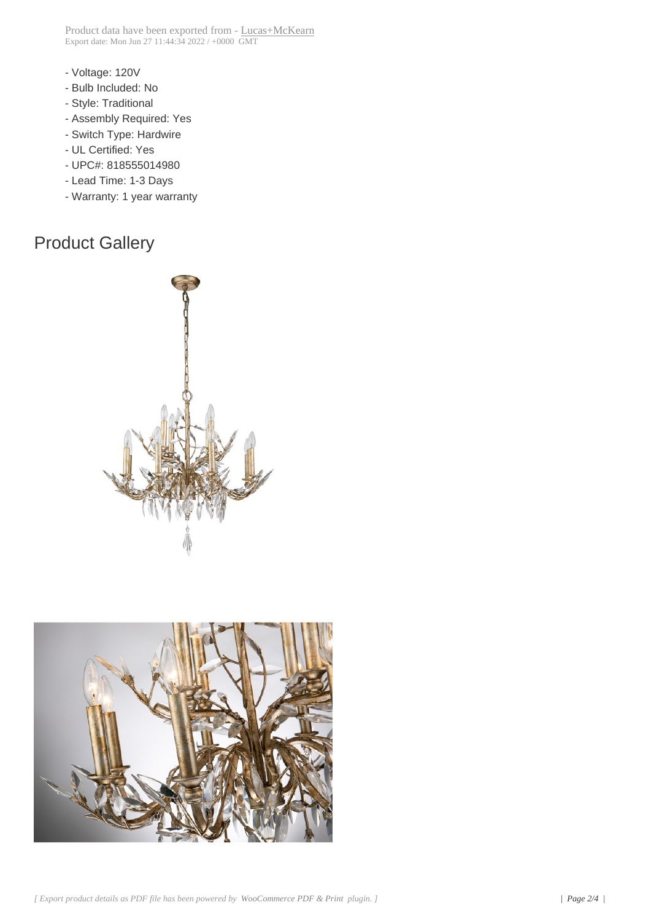- Voltage: 120V
- Bulb Included: No
- Style: Traditional
- Assembly Required: Yes
- Switch Type: Hardwire
- UL Certified: Yes
- UPC#: 818555014980
- Lead Time: 1-3 Days
- Warranty: 1 year warranty

## Product Gallery